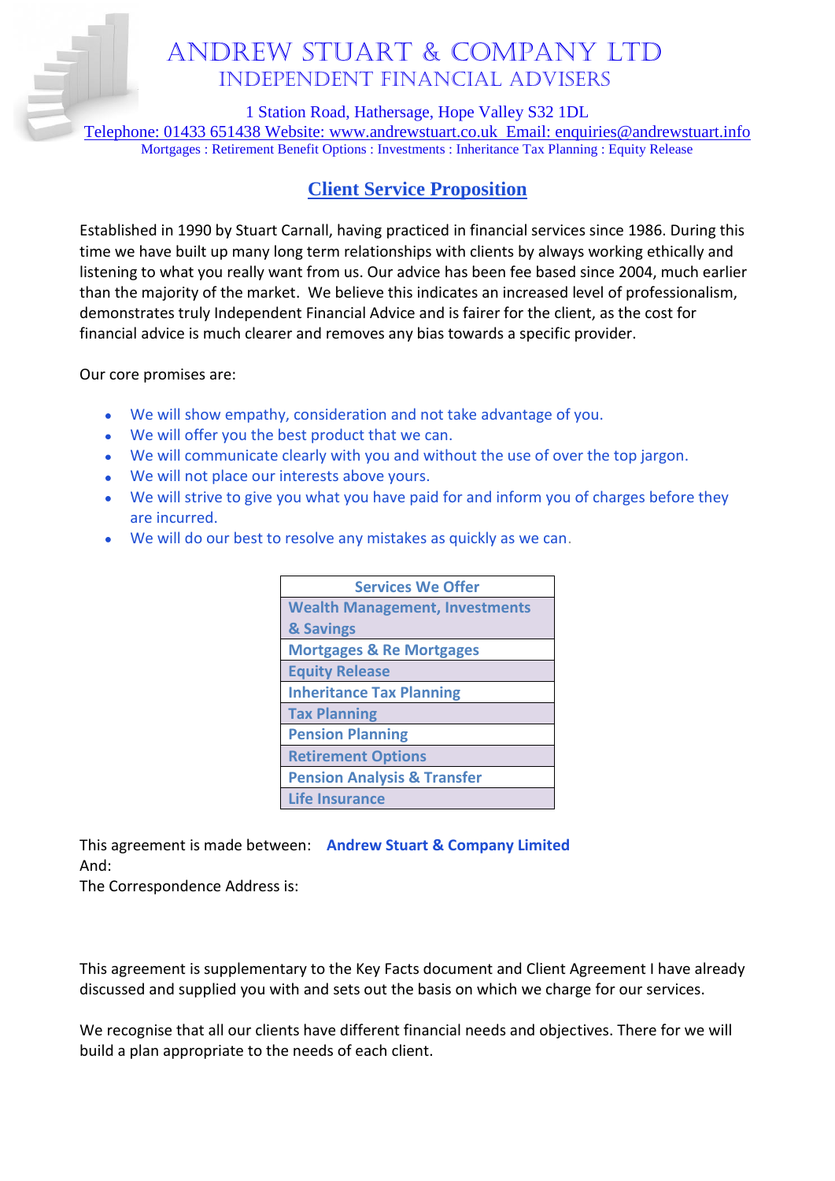# ANDREW STUART & COMPANY LTD
## INDEPENDENT FINANCIAL ADVISERS

1 Station Road, Hathersage, Hope Valley S32 1DL
Telephone: 01433 651438 Website: www.andrewstuart.co.uk Email: enquiries@andrewstuart.info
Mortgages : Retirement Benefit Options : Investments : Inheritance Tax Planning : Equity Release

## Client Service Proposition

Established in 1990 by Stuart Carnall, having practiced in financial services since 1986. During this time we have built up many long term relationships with clients by always working ethically and listening to what you really want from us. Our advice has been fee based since 2004, much earlier than the majority of the market. We believe this indicates an increased level of professionalism, demonstrates truly Independent Financial Advice and is fairer for the client, as the cost for financial advice is much clearer and removes any bias towards a specific provider.

Our core promises are:

- We will show empathy, consideration and not take advantage of you.
- We will offer you the best product that we can.
- We will communicate clearly with you and without the use of over the top jargon.
- We will not place our interests above yours.
- We will strive to give you what you have paid for and inform you of charges before they are incurred.
- We will do our best to resolve any mistakes as quickly as we can.

| Services We Offer |
|---|
| Wealth Management, Investments & Savings |
| Mortgages & Re Mortgages |
| Equity Release |
| Inheritance Tax Planning |
| Tax Planning |
| Pension Planning |
| Retirement Options |
| Pension Analysis & Transfer |
| Life Insurance |

This agreement is made between: **Andrew Stuart & Company Limited**
And:
The Correspondence Address is:

This agreement is supplementary to the Key Facts document and Client Agreement I have already discussed and supplied you with and sets out the basis on which we charge for our services.

We recognise that all our clients have different financial needs and objectives. There for we will build a plan appropriate to the needs of each client.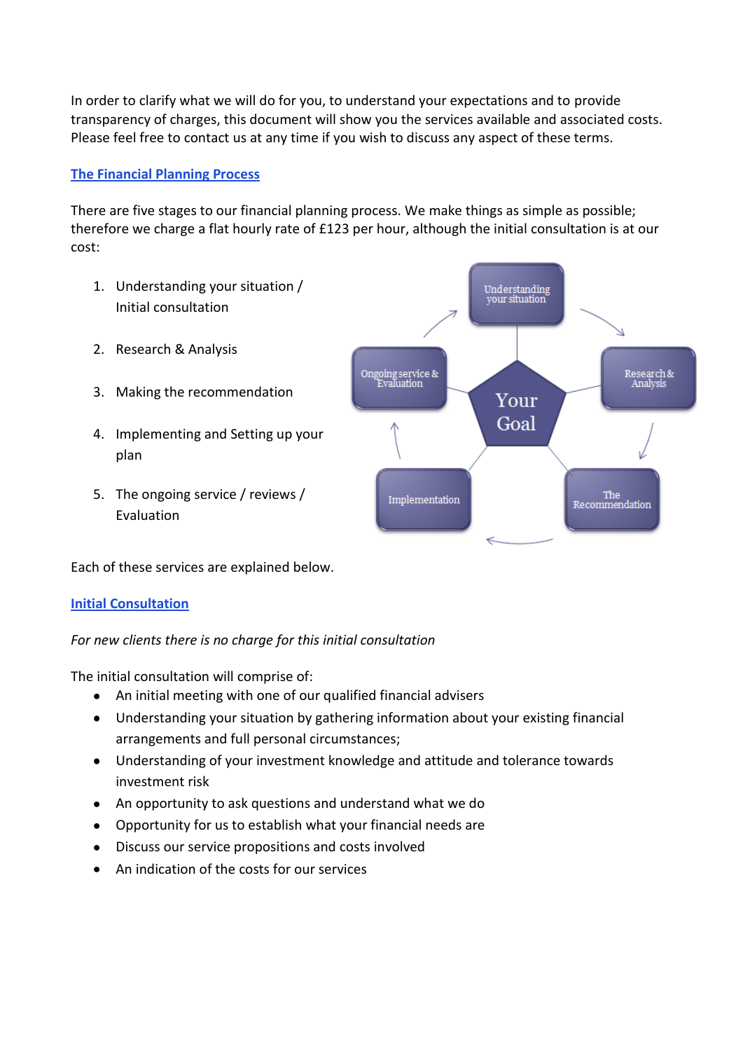In order to clarify what we will do for you, to understand your expectations and to provide transparency of charges, this document will show you the services available and associated costs. Please feel free to contact us at any time if you wish to discuss any aspect of these terms.

## The Financial Planning Process

There are five stages to our financial planning process. We make things as simple as possible; therefore we charge a flat hourly rate of £123 per hour, although the initial consultation is at our cost:

1. Understanding your situation / Initial consultation
2. Research & Analysis
3. Making the recommendation
4. Implementing and Setting up your plan
5. The ongoing service / reviews / Evaluation

Understanding your situation

Research & Analysis

The Recommendation

Implementation

Ongoing service & Evaluation

Your Goal

Each of these services are explained below.

## Initial Consultation

*For new clients there is no charge for this initial consultation*

The initial consultation will comprise of:

- An initial meeting with one of our qualified financial advisers
- Understanding your situation by gathering information about your existing financial arrangements and full personal circumstances;
- Understanding of your investment knowledge and attitude and tolerance towards investment risk
- An opportunity to ask questions and understand what we do
- Opportunity for us to establish what your financial needs are
- Discuss our service propositions and costs involved
- An indication of the costs for our services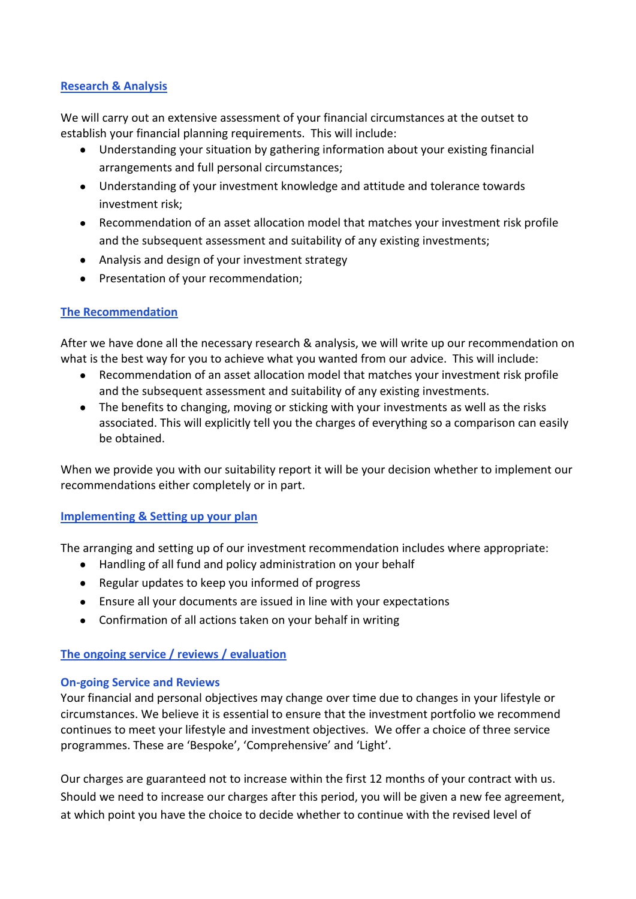## Research & Analysis

We will carry out an extensive assessment of your financial circumstances at the outset to establish your financial planning requirements. This will include:

- Understanding your situation by gathering information about your existing financial arrangements and full personal circumstances;
- Understanding of your investment knowledge and attitude and tolerance towards investment risk;
- Recommendation of an asset allocation model that matches your investment risk profile and the subsequent assessment and suitability of any existing investments;
- Analysis and design of your investment strategy
- Presentation of your recommendation;

## The Recommendation

After we have done all the necessary research & analysis, we will write up our recommendation on what is the best way for you to achieve what you wanted from our advice. This will include:

- Recommendation of an asset allocation model that matches your investment risk profile and the subsequent assessment and suitability of any existing investments.
- The benefits to changing, moving or sticking with your investments as well as the risks associated. This will explicitly tell you the charges of everything so a comparison can easily be obtained.

When we provide you with our suitability report it will be your decision whether to implement our recommendations either completely or in part.

## Implementing & Setting up your plan

The arranging and setting up of our investment recommendation includes where appropriate:

- Handling of all fund and policy administration on your behalf
- Regular updates to keep you informed of progress
- Ensure all your documents are issued in line with your expectations
- Confirmation of all actions taken on your behalf in writing

## The ongoing service / reviews / evaluation

### On-going Service and Reviews

Your financial and personal objectives may change over time due to changes in your lifestyle or circumstances. We believe it is essential to ensure that the investment portfolio we recommend continues to meet your lifestyle and investment objectives. We offer a choice of three service programmes. These are 'Bespoke', 'Comprehensive' and 'Light'.

Our charges are guaranteed not to increase within the first 12 months of your contract with us. Should we need to increase our charges after this period, you will be given a new fee agreement, at which point you have the choice to decide whether to continue with the revised level of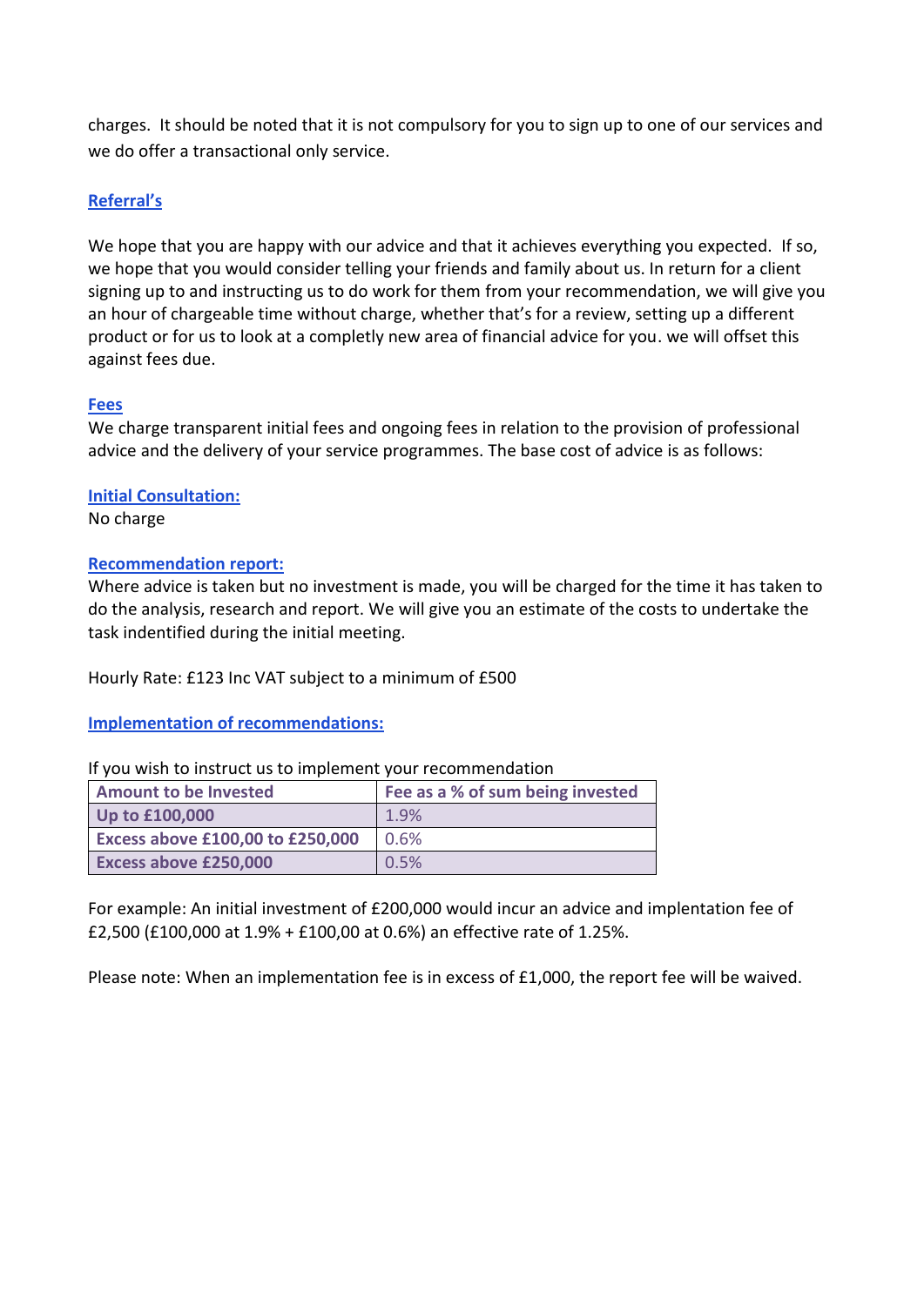charges. It should be noted that it is not compulsory for you to sign up to one of our services and we do offer a transactional only service.

## Referral's

We hope that you are happy with our advice and that it achieves everything you expected. If so, we hope that you would consider telling your friends and family about us. In return for a client signing up to and instructing us to do work for them from your recommendation, we will give you an hour of chargeable time without charge, whether that's for a review, setting up a different product or for us to look at a completly new area of financial advice for you. we will offset this against fees due.

## Fees

We charge transparent initial fees and ongoing fees in relation to the provision of professional advice and the delivery of your service programmes. The base cost of advice is as follows:

### Initial Consultation:

No charge

### Recommendation report:

Where advice is taken but no investment is made, you will be charged for the time it has taken to do the analysis, research and report. We will give you an estimate of the costs to undertake the task indentified during the initial meeting.

Hourly Rate: £123 Inc VAT subject to a minimum of £500

### Implementation of recommendations:

If you wish to instruct us to implement your recommendation

| Amount to be Invested | Fee as a % of sum being invested |
|---|---|
| Up to £100,000 | 1.9% |
| Excess above £100,00 to £250,000 | 0.6% |
| Excess above £250,000 | 0.5% |

For example: An initial investment of £200,000 would incur an advice and implentation fee of £2,500 (£100,000 at 1.9% + £100,00 at 0.6%) an effective rate of 1.25%.

Please note: When an implementation fee is in excess of £1,000, the report fee will be waived.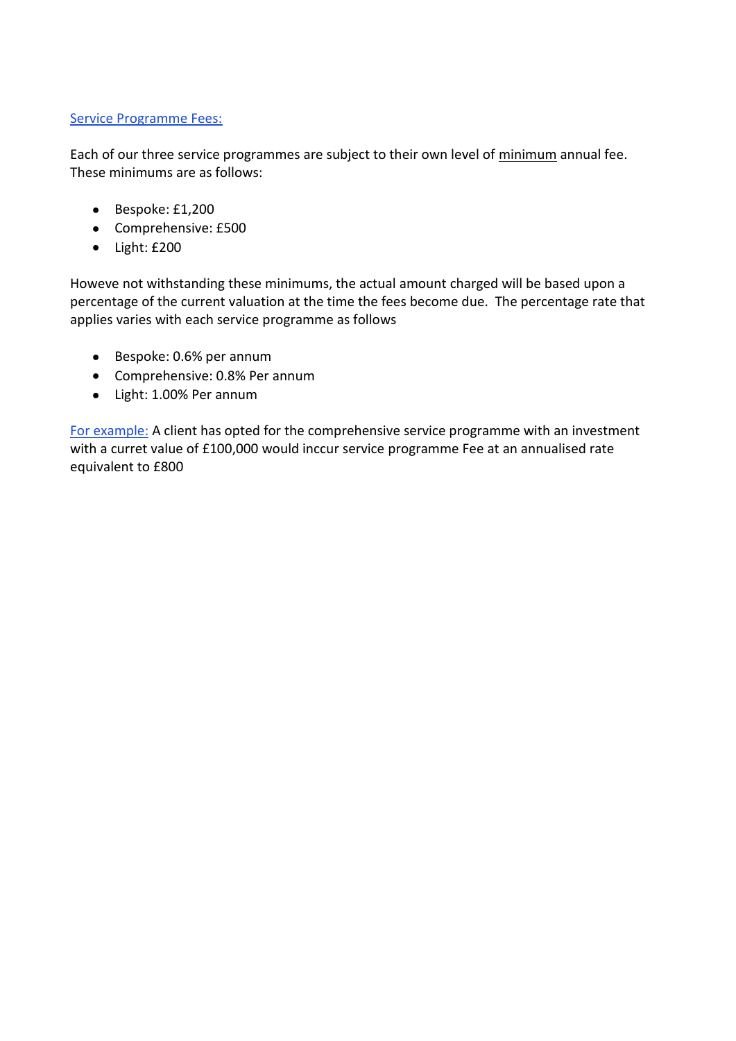[Service Programme Fees:]

Each of our three service programmes are subject to their own level of minimum annual fee. These minimums are as follows:

- Bespoke: £1,200
- Comprehensive: £500
- Light: £200

Howeve not withstanding these minimums, the actual amount charged will be based upon a percentage of the current valuation at the time the fees become due. The percentage rate that applies varies with each service programme as follows

- Bespoke: 0.6% per annum
- Comprehensive: 0.8% Per annum
- Light: 1.00% Per annum

[For example:] A client has opted for the comprehensive service programme with an investment with a curret value of £100,000 would inccur service programme Fee at an annualised rate equivalent to £800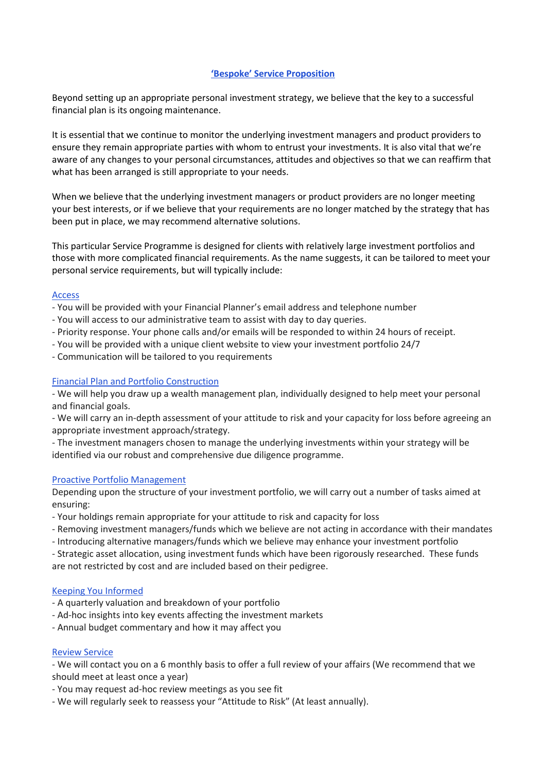## 'Bespoke' Service Proposition

Beyond setting up an appropriate personal investment strategy, we believe that the key to a successful financial plan is its ongoing maintenance.

It is essential that we continue to monitor the underlying investment managers and product providers to ensure they remain appropriate parties with whom to entrust your investments. It is also vital that we're aware of any changes to your personal circumstances, attitudes and objectives so that we can reaffirm that what has been arranged is still appropriate to your needs.

When we believe that the underlying investment managers or product providers are no longer meeting your best interests, or if we believe that your requirements are no longer matched by the strategy that has been put in place, we may recommend alternative solutions.

This particular Service Programme is designed for clients with relatively large investment portfolios and those with more complicated financial requirements. As the name suggests, it can be tailored to meet your personal service requirements, but will typically include:

### Access

- You will be provided with your Financial Planner's email address and telephone number
- You will access to our administrative team to assist with day to day queries.
- Priority response. Your phone calls and/or emails will be responded to within 24 hours of receipt.
- You will be provided with a unique client website to view your investment portfolio 24/7
- Communication will be tailored to you requirements

### Financial Plan and Portfolio Construction

- We will help you draw up a wealth management plan, individually designed to help meet your personal and financial goals.
- We will carry an in-depth assessment of your attitude to risk and your capacity for loss before agreeing an appropriate investment approach/strategy.
- The investment managers chosen to manage the underlying investments within your strategy will be identified via our robust and comprehensive due diligence programme.

### Proactive Portfolio Management

Depending upon the structure of your investment portfolio, we will carry out a number of tasks aimed at ensuring:

- Your holdings remain appropriate for your attitude to risk and capacity for loss
- Removing investment managers/funds which we believe are not acting in accordance with their mandates
- Introducing alternative managers/funds which we believe may enhance your investment portfolio
- Strategic asset allocation, using investment funds which have been rigorously researched. These funds are not restricted by cost and are included based on their pedigree.

### Keeping You Informed

- A quarterly valuation and breakdown of your portfolio
- Ad-hoc insights into key events affecting the investment markets
- Annual budget commentary and how it may affect you

### Review Service

- We will contact you on a 6 monthly basis to offer a full review of your affairs (We recommend that we should meet at least once a year)
- You may request ad-hoc review meetings as you see fit
- We will regularly seek to reassess your "Attitude to Risk" (At least annually).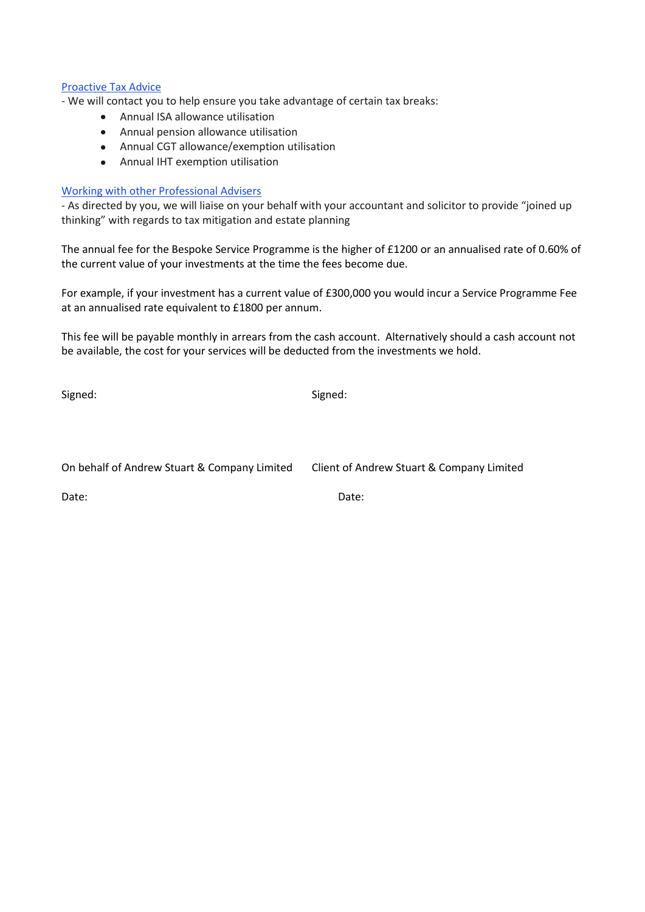Proactive Tax Advice

- We will contact you to help ensure you take advantage of certain tax breaks:
  - Annual ISA allowance utilisation
  - Annual pension allowance utilisation
  - Annual CGT allowance/exemption utilisation
  - Annual IHT exemption utilisation

Working with other Professional Advisers

- As directed by you, we will liaise on your behalf with your accountant and solicitor to provide "joined up thinking" with regards to tax mitigation and estate planning

The annual fee for the Bespoke Service Programme is the higher of £1200 or an annualised rate of 0.60% of the current value of your investments at the time the fees become due.

For example, if your investment has a current value of £300,000 you would incur a Service Programme Fee at an annualised rate equivalent to £1800 per annum.

This fee will be payable monthly in arrears from the cash account. Alternatively should a cash account not be available, the cost for your services will be deducted from the investments we hold.

| | |
|---|---|
| Signed: | Signed: |
| On behalf of Andrew Stuart & Company Limited | Client of Andrew Stuart & Company Limited |
| Date: | Date: |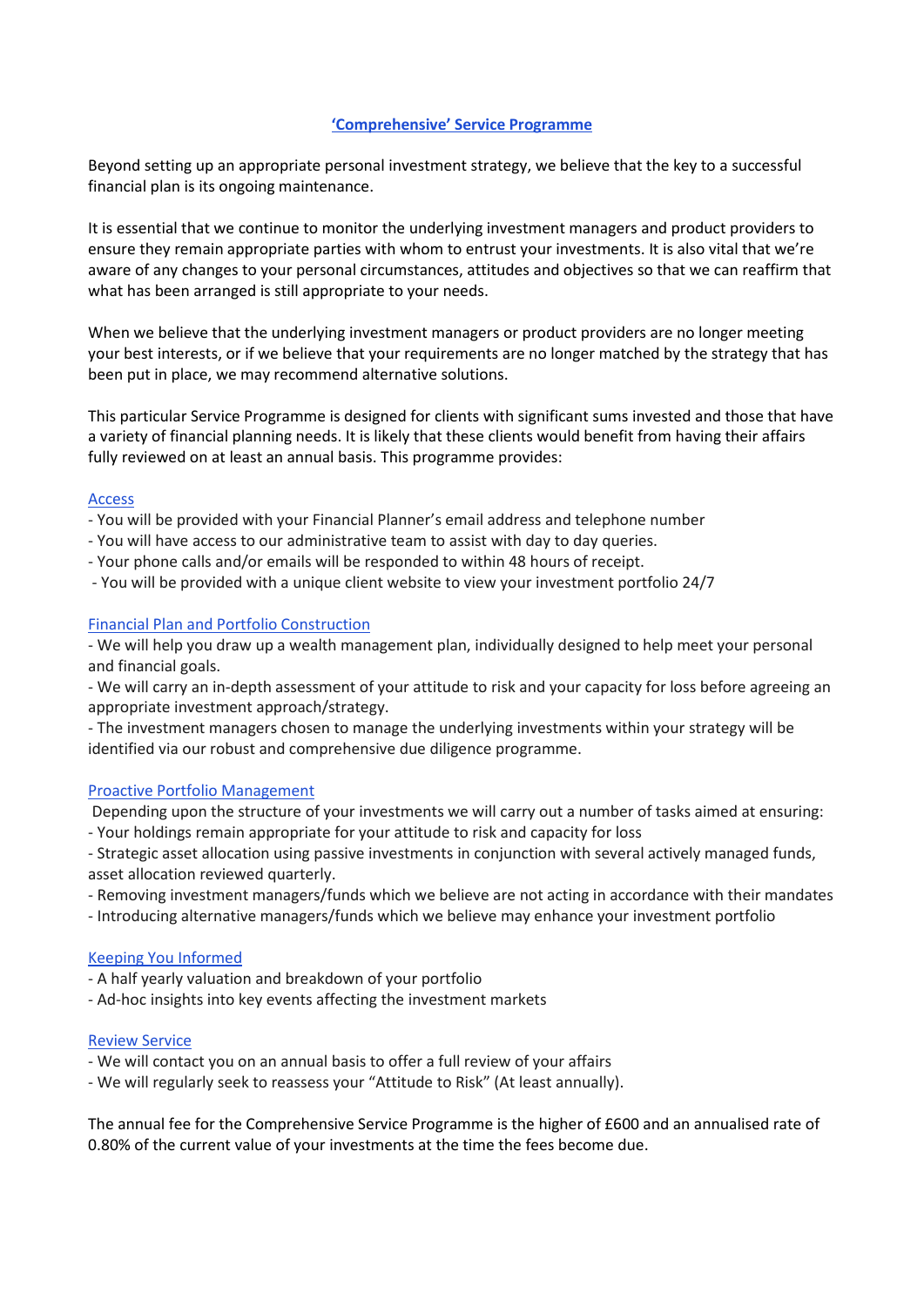# 'Comprehensive' Service Programme

Beyond setting up an appropriate personal investment strategy, we believe that the key to a successful financial plan is its ongoing maintenance.

It is essential that we continue to monitor the underlying investment managers and product providers to ensure they remain appropriate parties with whom to entrust your investments. It is also vital that we're aware of any changes to your personal circumstances, attitudes and objectives so that we can reaffirm that what has been arranged is still appropriate to your needs.

When we believe that the underlying investment managers or product providers are no longer meeting your best interests, or if we believe that your requirements are no longer matched by the strategy that has been put in place, we may recommend alternative solutions.

This particular Service Programme is designed for clients with significant sums invested and those that have a variety of financial planning needs. It is likely that these clients would benefit from having their affairs fully reviewed on at least an annual basis. This programme provides:

## Access

- You will be provided with your Financial Planner's email address and telephone number
- You will have access to our administrative team to assist with day to day queries.
- Your phone calls and/or emails will be responded to within 48 hours of receipt.
- You will be provided with a unique client website to view your investment portfolio 24/7

## Financial Plan and Portfolio Construction

- We will help you draw up a wealth management plan, individually designed to help meet your personal and financial goals.
- We will carry an in-depth assessment of your attitude to risk and your capacity for loss before agreeing an appropriate investment approach/strategy.
- The investment managers chosen to manage the underlying investments within your strategy will be identified via our robust and comprehensive due diligence programme.

## Proactive Portfolio Management

Depending upon the structure of your investments we will carry out a number of tasks aimed at ensuring:

- Your holdings remain appropriate for your attitude to risk and capacity for loss
- Strategic asset allocation using passive investments in conjunction with several actively managed funds, asset allocation reviewed quarterly.
- Removing investment managers/funds which we believe are not acting in accordance with their mandates
- Introducing alternative managers/funds which we believe may enhance your investment portfolio

## Keeping You Informed

- A half yearly valuation and breakdown of your portfolio
- Ad-hoc insights into key events affecting the investment markets

## Review Service

- We will contact you on an annual basis to offer a full review of your affairs
- We will regularly seek to reassess your "Attitude to Risk" (At least annually).

The annual fee for the Comprehensive Service Programme is the higher of £600 and an annualised rate of 0.80% of the current value of your investments at the time the fees become due.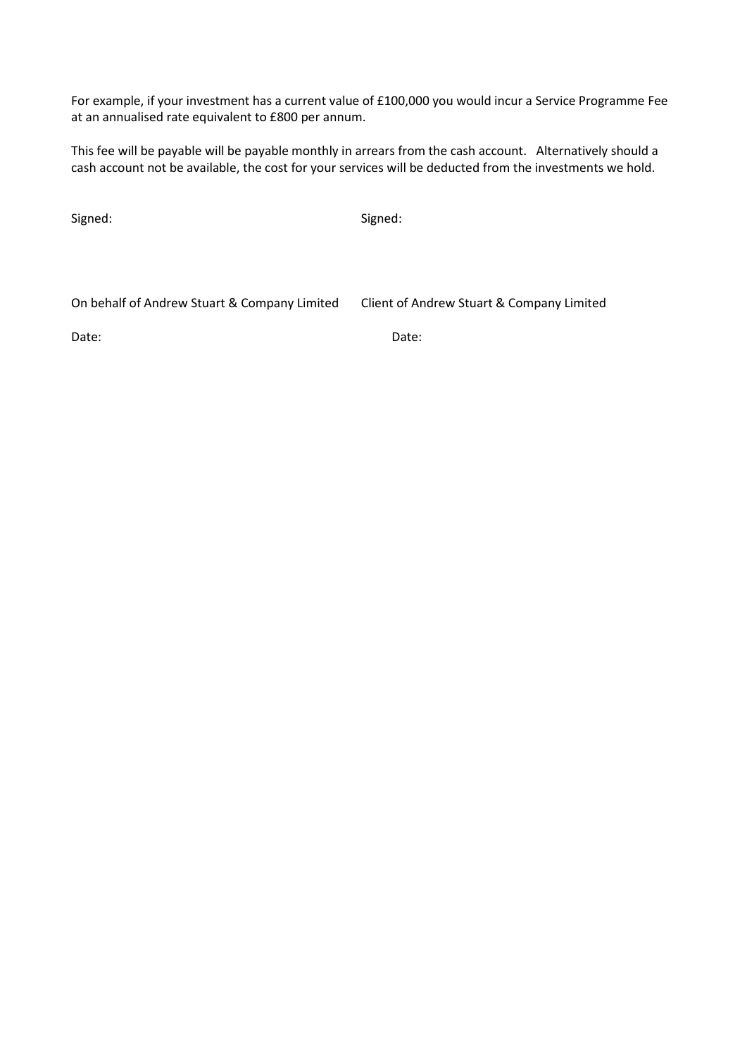For example, if your investment has a current value of £100,000 you would incur a Service Programme Fee at an annualised rate equivalent to £800 per annum.

This fee will be payable will be payable monthly in arrears from the cash account. Alternatively should a cash account not be available, the cost for your services will be deducted from the investments we hold.

| | |
|---|---|
| Signed: | Signed: |
| | |
| On behalf of Andrew Stuart & Company Limited | Client of Andrew Stuart & Company Limited |
| Date: | Date: |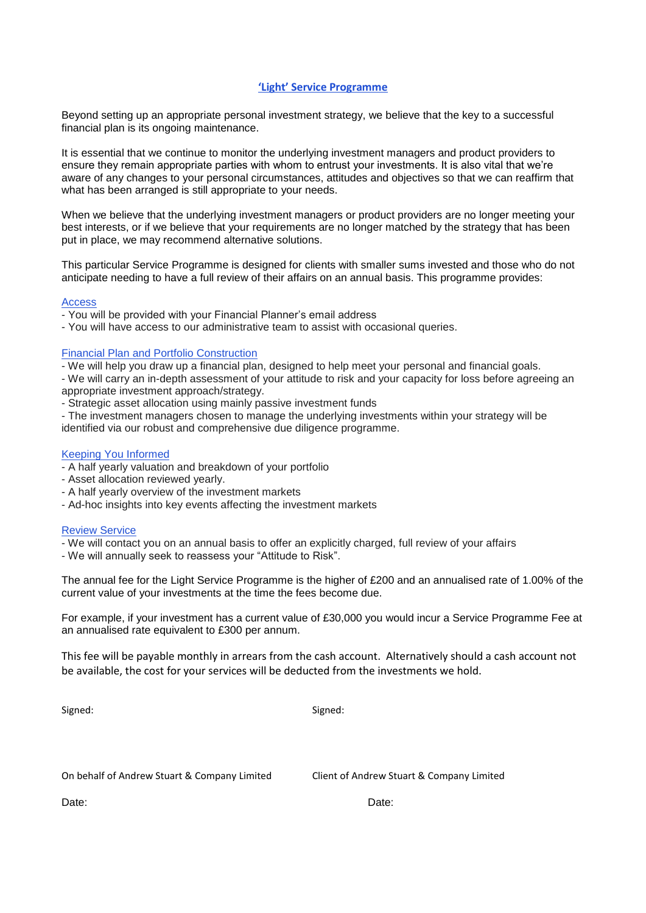## 'Light' Service Programme

Beyond setting up an appropriate personal investment strategy, we believe that the key to a successful financial plan is its ongoing maintenance.

It is essential that we continue to monitor the underlying investment managers and product providers to ensure they remain appropriate parties with whom to entrust your investments. It is also vital that we're aware of any changes to your personal circumstances, attitudes and objectives so that we can reaffirm that what has been arranged is still appropriate to your needs.

When we believe that the underlying investment managers or product providers are no longer meeting your best interests, or if we believe that your requirements are no longer matched by the strategy that has been put in place, we may recommend alternative solutions.

This particular Service Programme is designed for clients with smaller sums invested and those who do not anticipate needing to have a full review of their affairs on an annual basis. This programme provides:

### Access

- You will be provided with your Financial Planner's email address
- You will have access to our administrative team to assist with occasional queries.

### Financial Plan and Portfolio Construction

- We will help you draw up a financial plan, designed to help meet your personal and financial goals.
- We will carry an in-depth assessment of your attitude to risk and your capacity for loss before agreeing an appropriate investment approach/strategy.
- Strategic asset allocation using mainly passive investment funds
- The investment managers chosen to manage the underlying investments within your strategy will be identified via our robust and comprehensive due diligence programme.

### Keeping You Informed

- A half yearly valuation and breakdown of your portfolio
- Asset allocation reviewed yearly.
- A half yearly overview of the investment markets
- Ad-hoc insights into key events affecting the investment markets

### Review Service

- We will contact you on an annual basis to offer an explicitly charged, full review of your affairs
- We will annually seek to reassess your "Attitude to Risk".

The annual fee for the Light Service Programme is the higher of £200 and an annualised rate of 1.00% of the current value of your investments at the time the fees become due.

For example, if your investment has a current value of £30,000 you would incur a Service Programme Fee at an annualised rate equivalent to £300 per annum.

This fee will be payable monthly in arrears from the cash account. Alternatively should a cash account not be available, the cost for your services will be deducted from the investments we hold.

Signed:

On behalf of Andrew Stuart & Company Limited

Date:

Signed:

Client of Andrew Stuart & Company Limited

Date: